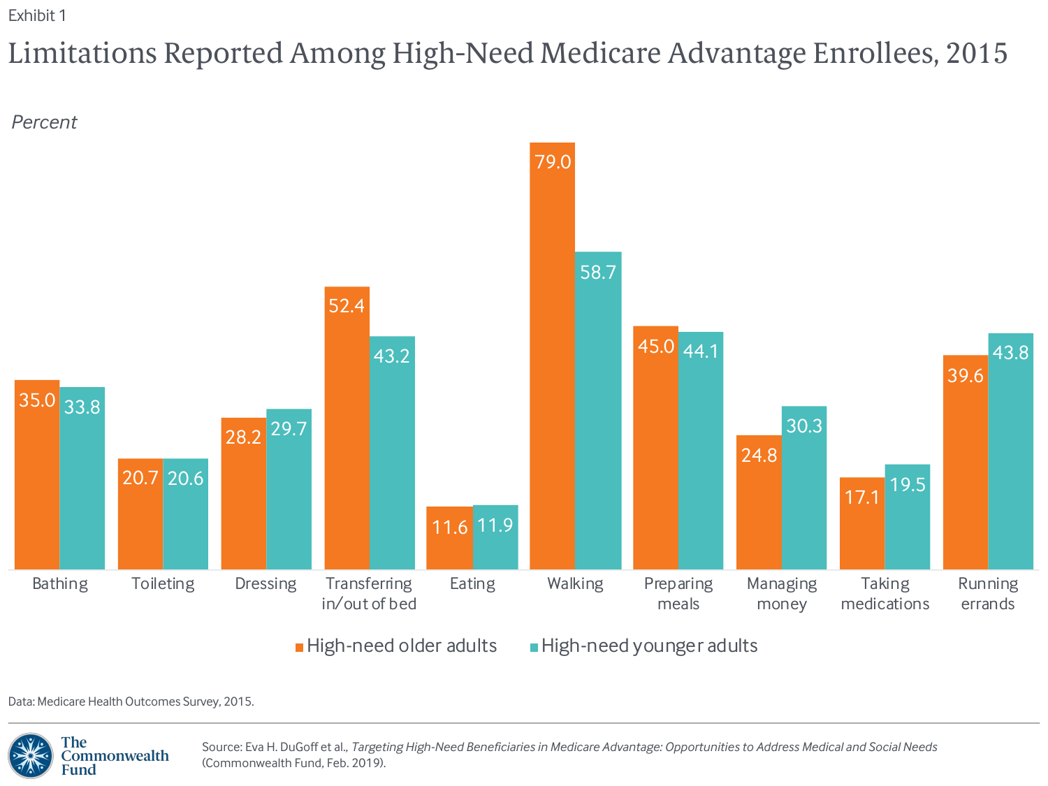Exhibit 1

# Limitations Reported Among High-Need Medicare Advantage Enrollees, 2015

Percent

| Limitation | High-need older adults | High-need younger adults |
| --- | --- | --- |
| Bathing | 35.0 | 33.8 |
| Toileting | 20.7 | 20.6 |
| Dressing | 28.2 | 29.7 |
| Transferring in/out of bed | 52.4 | 43.2 |
| Eating | 11.6 | 11.9 |
| Walking | 79.0 | 58.7 |
| Preparing meals | 45.0 | 44.1 |
| Managing money | 24.8 | 30.3 |
| Taking medications | 17.1 | 19.5 |
| Running errands | 39.6 | 43.8 |

Data: Medicare Health Outcomes Survey, 2015.

The Commonwealth Fund

Source: Eva H. DuGoff et al., *Targeting High-Need Beneficiaries in Medicare Advantage: Opportunities to Address Medical and Social Needs* (Commonwealth Fund, Feb. 2019).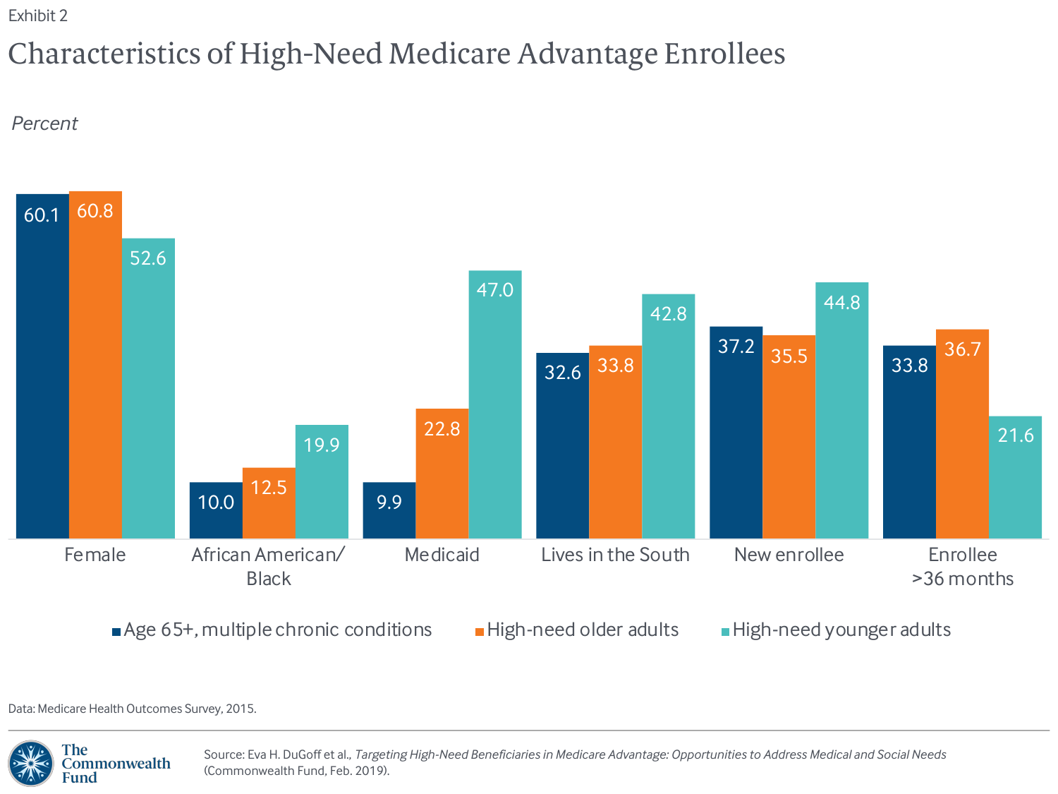Exhibit 2

# Characteristics of High-Need Medicare Advantage Enrollees

*Percent*

| | Age 65+, multiple chronic conditions | High-need older adults | High-need younger adults |
|---|---|---|---|
| Female | 60.1 | 60.8 | 52.6 |
| African American/ Black | 10.0 | 12.5 | 19.9 |
| Medicaid | 9.9 | 22.8 | 47.0 |
| Lives in the South | 32.6 | 33.8 | 42.8 |
| New enrollee | 37.2 | 35.5 | 44.8 |
| Enrollee >36 months | 33.8 | 36.7 | 21.6 |

Data: Medicare Health Outcomes Survey, 2015.

Source: Eva H. DuGoff et al., *Targeting High-Need Beneficiaries in Medicare Advantage: Opportunities to Address Medical and Social Needs* (Commonwealth Fund, Feb. 2019).

The Commonwealth Fund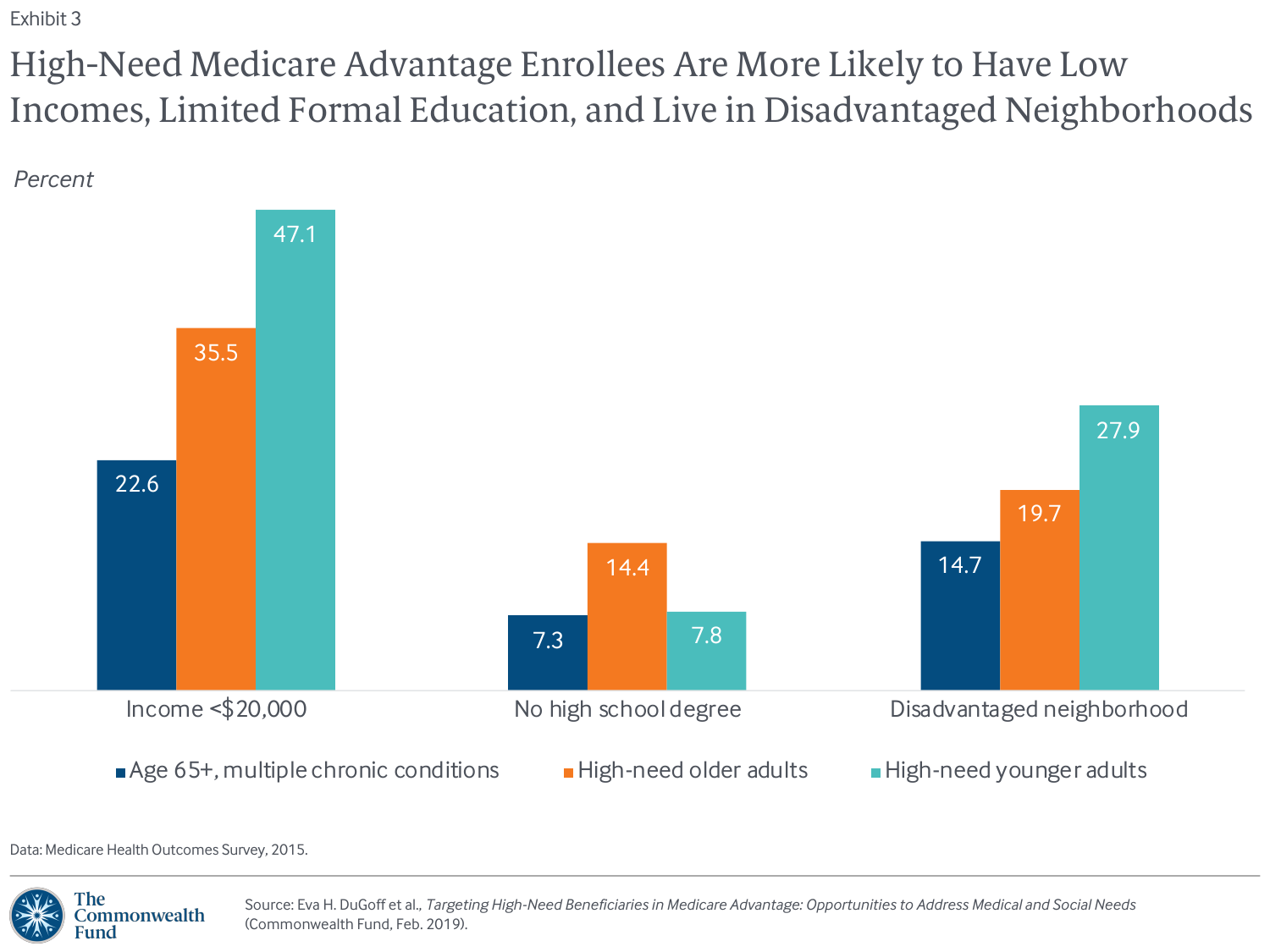Exhibit 3

# High-Need Medicare Advantage Enrollees Are More Likely to Have Low Incomes, Limited Formal Education, and Live in Disadvantaged Neighborhoods

*Percent*

| | Age 65+, multiple chronic conditions | High-need older adults | High-need younger adults |
|---|---|---|---|
| Income <$20,000 | 22.6 | 35.5 | 47.1 |
| No high school degree | 7.3 | 14.4 | 7.8 |
| Disadvantaged neighborhood | 14.7 | 19.7 | 27.9 |

Data: Medicare Health Outcomes Survey, 2015.

Source: Eva H. DuGoff et al., *Targeting High-Need Beneficiaries in Medicare Advantage: Opportunities to Address Medical and Social Needs* (Commonwealth Fund, Feb. 2019).

The Commonwealth Fund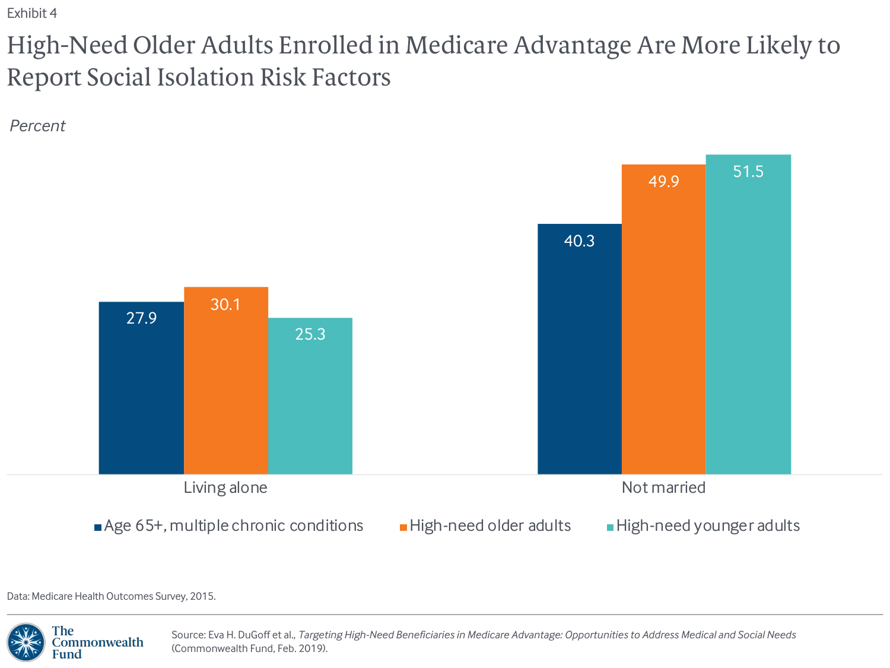Exhibit 4

# High-Need Older Adults Enrolled in Medicare Advantage Are More Likely to Report Social Isolation Risk Factors

*Percent*

| | Age 65+, multiple chronic conditions | High-need older adults | High-need younger adults |
|---|---|---|---|
| Living alone | 27.9 | 30.1 | 25.3 |
| Not married | 40.3 | 49.9 | 51.5 |

Data: Medicare Health Outcomes Survey, 2015.

Source: Eva H. DuGoff et al., *Targeting High-Need Beneficiaries in Medicare Advantage: Opportunities to Address Medical and Social Needs* (Commonwealth Fund, Feb. 2019).

The Commonwealth Fund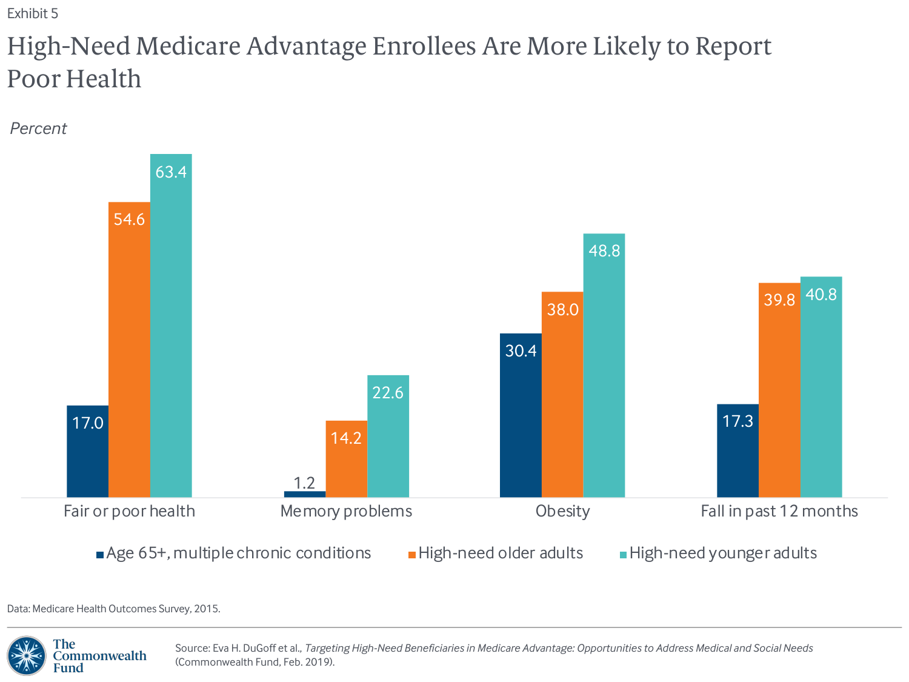Exhibit 5

# High-Need Medicare Advantage Enrollees Are More Likely to Report Poor Health

*Percent*

| | Age 65+, multiple chronic conditions | High-need older adults | High-need younger adults |
|---|---|---|---|
| Fair or poor health | 17.0 | 54.6 | 63.4 |
| Memory problems | 1.2 | 14.2 | 22.6 |
| Obesity | 30.4 | 38.0 | 48.8 |
| Fall in past 12 months | 17.3 | 39.8 | 40.8 |

Data: Medicare Health Outcomes Survey, 2015.

Source: Eva H. DuGoff et al., *Targeting High-Need Beneficiaries in Medicare Advantage: Opportunities to Address Medical and Social Needs* (Commonwealth Fund, Feb. 2019).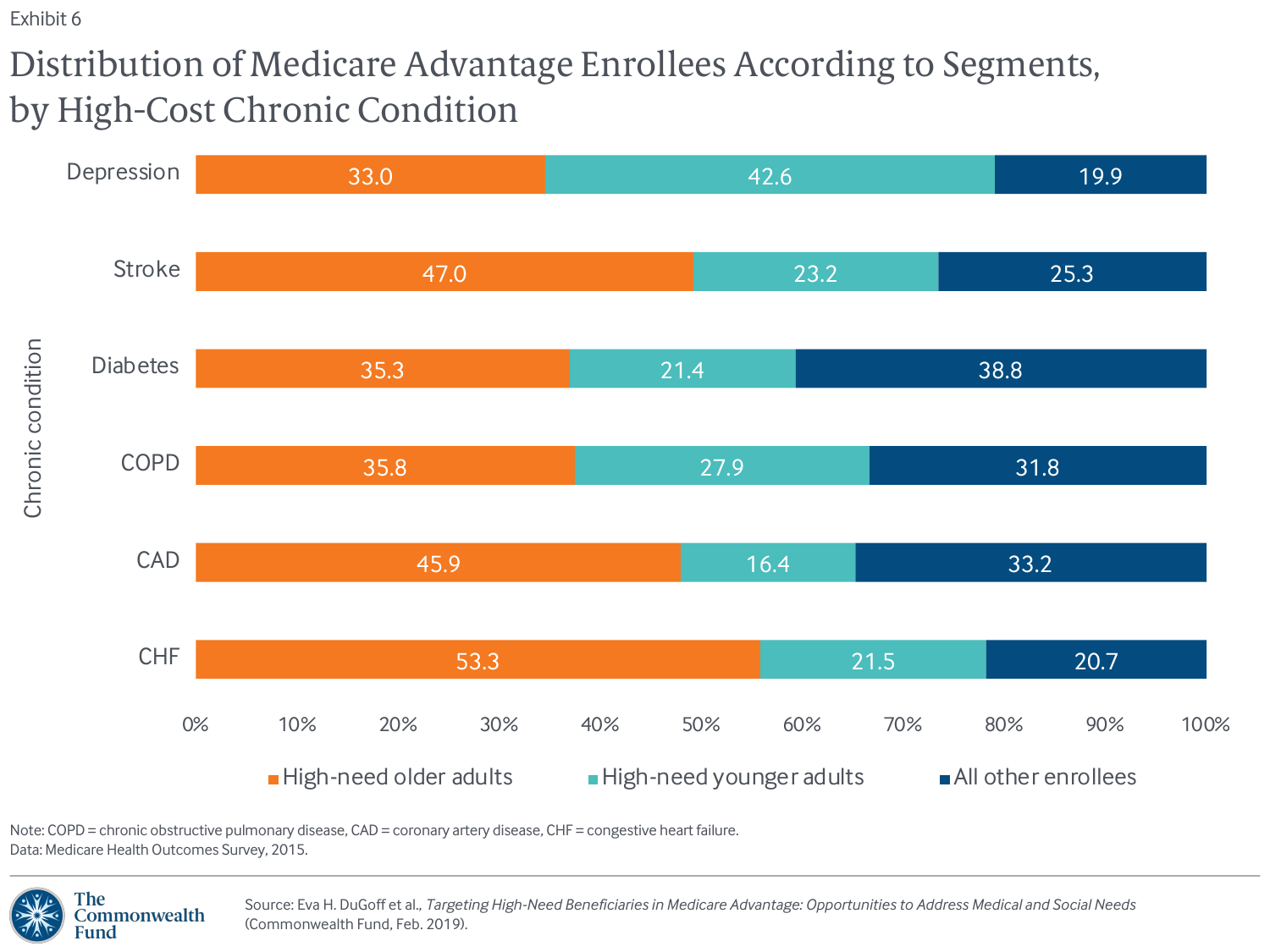Exhibit 6

# Distribution of Medicare Advantage Enrollees According to Segments, by High-Cost Chronic Condition

Chronic condition

Depression 33.0 42.6 19.9

Stroke 47.0 23.2 25.3

Diabetes 35.3 21.4 38.8

COPD 35.8 27.9 31.8

CAD 45.9 16.4 33.2

CHF 53.3 21.5 20.7

0% 10% 20% 30% 40% 50% 60% 70% 80% 90% 100%

High-need older adults

High-need younger adults

All other enrollees

Note: COPD = chronic obstructive pulmonary disease, CAD = coronary artery disease, CHF = congestive heart failure.
Data: Medicare Health Outcomes Survey, 2015.

Source: Eva H. DuGoff et al., *Targeting High-Need Beneficiaries in Medicare Advantage: Opportunities to Address Medical and Social Needs* (Commonwealth Fund, Feb. 2019).

The Commonwealth Fund